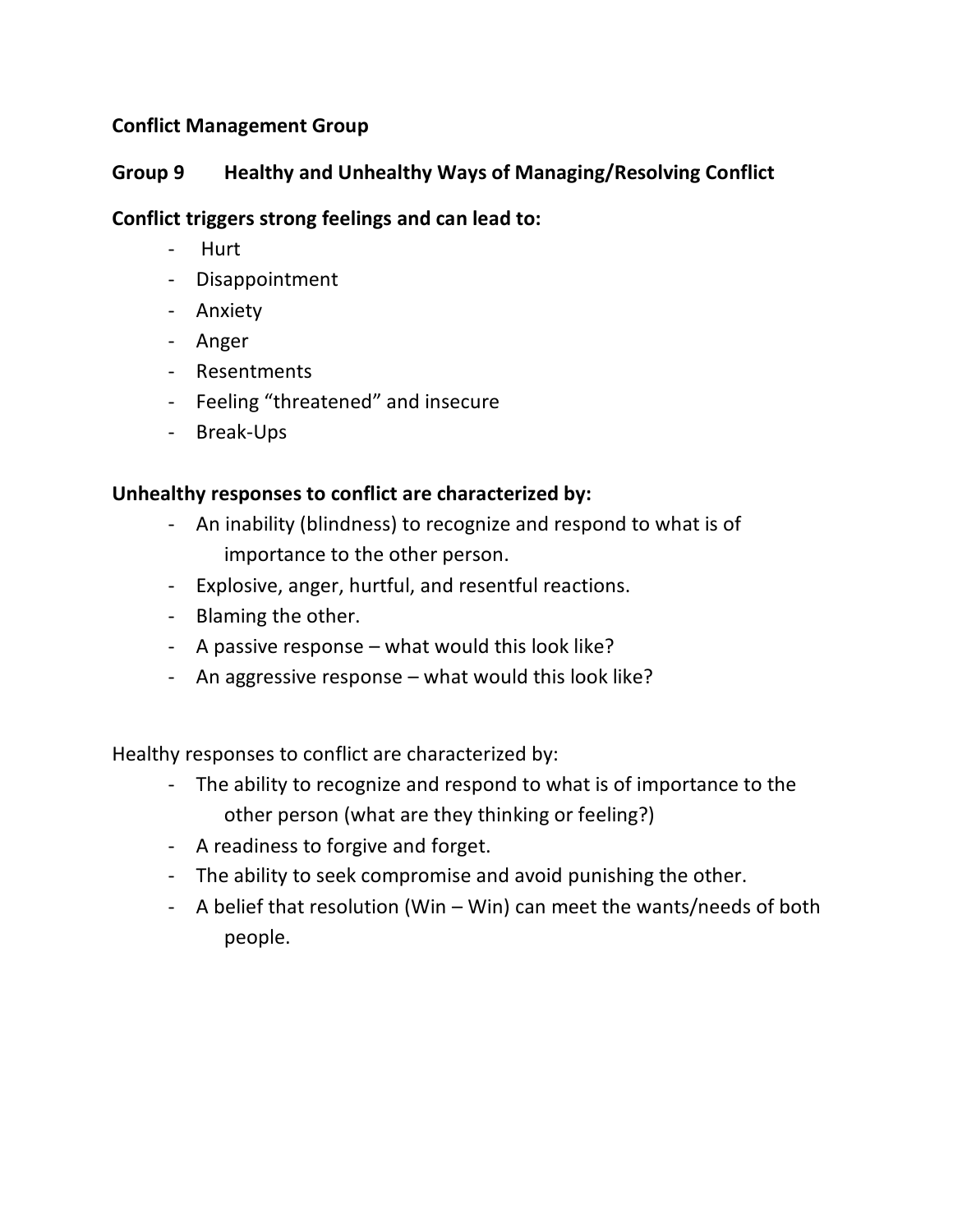**Conflict Management Group**

## Group 9 Healthy and Unhealthy Ways of Managing/Resolving Conflict

**Conflict triggers strong feelings and can lead to:**

- Hurt
- Disappointment
- Anxiety
- Anger
- Resentments
- Feeling "threatened" and insecure
- Break-Ups

**Unhealthy responses to conflict are characterized by:**

- An inability (blindness) to recognize and respond to what is of importance to the other person.
- Explosive, anger, hurtful, and resentful reactions.
- Blaming the other.
- A passive response – what would this look like?
- An aggressive response – what would this look like?

Healthy responses to conflict are characterized by:

- The ability to recognize and respond to what is of importance to the other person (what are they thinking or feeling?)
- A readiness to forgive and forget.
- The ability to seek compromise and avoid punishing the other.
- A belief that resolution (Win – Win) can meet the wants/needs of both people.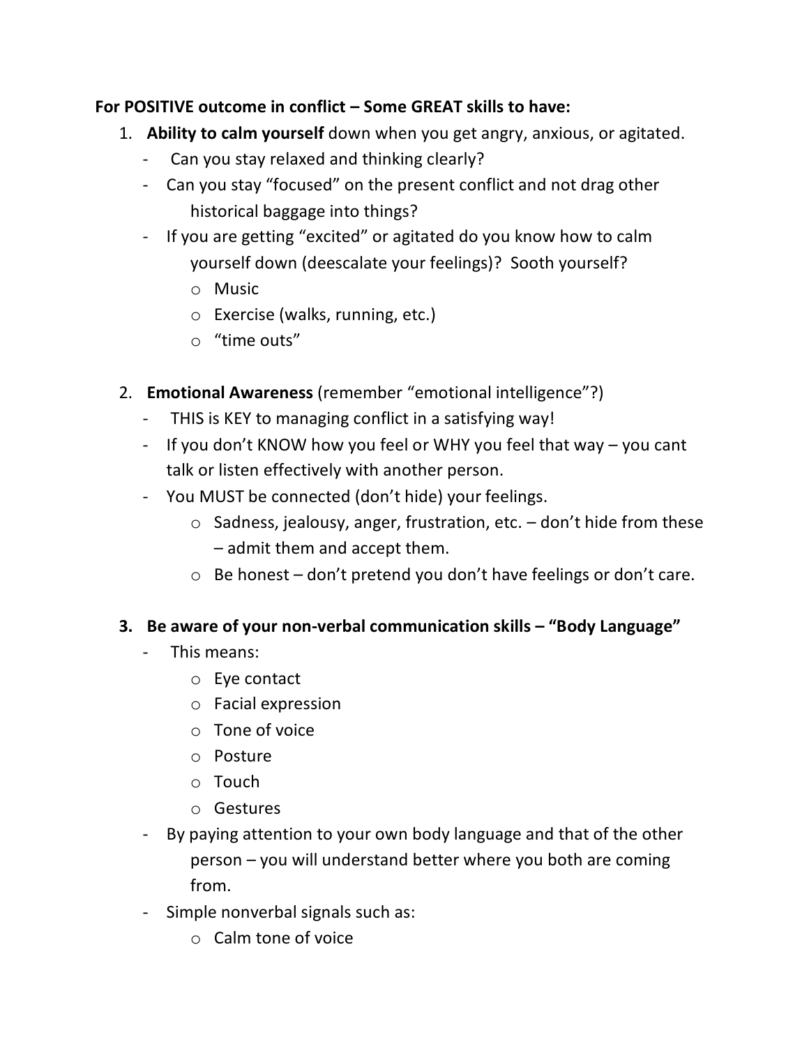**For POSITIVE outcome in conflict – Some GREAT skills to have:**

1. **Ability to calm yourself** down when you get angry, anxious, or agitated.
   - Can you stay relaxed and thinking clearly?
   - Can you stay "focused" on the present conflict and not drag other historical baggage into things?
   - If you are getting "excited" or agitated do you know how to calm yourself down (deescalate your feelings)? Sooth yourself?
     - Music
     - Exercise (walks, running, etc.)
     - "time outs"

2. **Emotional Awareness** (remember "emotional intelligence"?)
   - THIS is KEY to managing conflict in a satisfying way!
   - If you don't KNOW how you feel or WHY you feel that way – you cant talk or listen effectively with another person.
   - You MUST be connected (don't hide) your feelings.
     - Sadness, jealousy, anger, frustration, etc. – don't hide from these – admit them and accept them.
     - Be honest – don't pretend you don't have feelings or don't care.

3. **Be aware of your non-verbal communication skills – "Body Language"**
   - This means:
     - Eye contact
     - Facial expression
     - Tone of voice
     - Posture
     - Touch
     - Gestures
   - By paying attention to your own body language and that of the other person – you will understand better where you both are coming from.
   - Simple nonverbal signals such as:
     - Calm tone of voice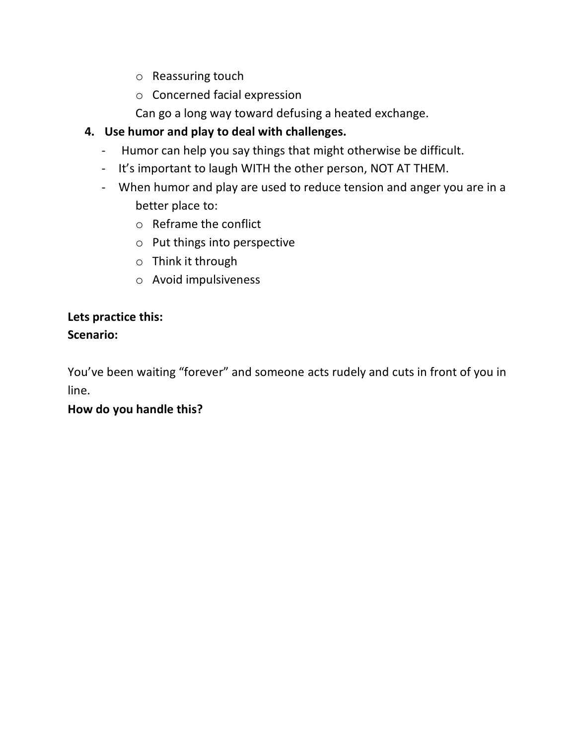- Reassuring touch
- Concerned facial expression

Can go a long way toward defusing a heated exchange.

4. **Use humor and play to deal with challenges.**
   - Humor can help you say things that might otherwise be difficult.
   - It's important to laugh WITH the other person, NOT AT THEM.
   - When humor and play are used to reduce tension and anger you are in a better place to:
     - Reframe the conflict
     - Put things into perspective
     - Think it through
     - Avoid impulsiveness

**Lets practice this:**
**Scenario:**

You've been waiting "forever" and someone acts rudely and cuts in front of you in line.

**How do you handle this?**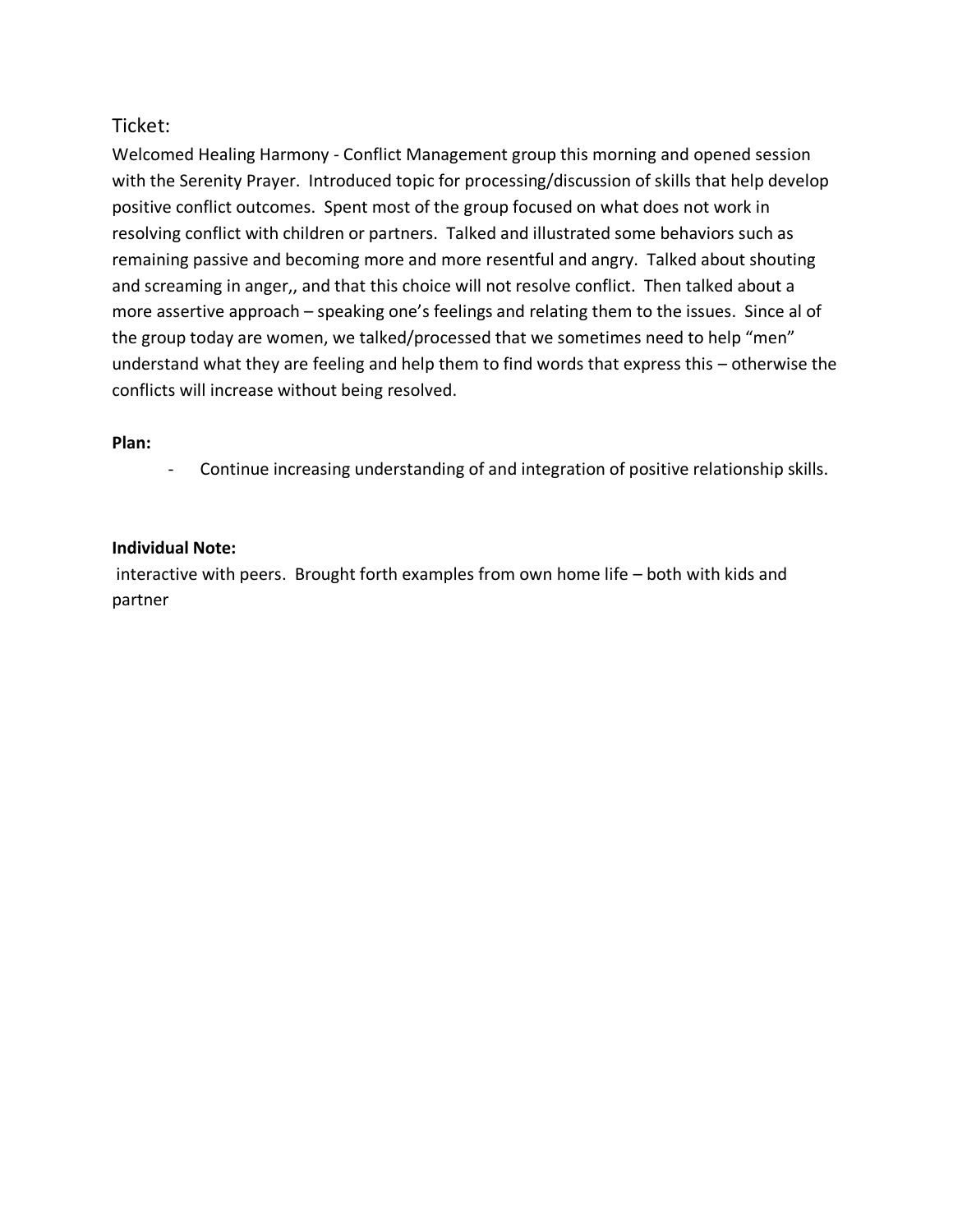Ticket:

Welcomed Healing Harmony - Conflict Management group this morning and opened session with the Serenity Prayer. Introduced topic for processing/discussion of skills that help develop positive conflict outcomes. Spent most of the group focused on what does not work in resolving conflict with children or partners. Talked and illustrated some behaviors such as remaining passive and becoming more and more resentful and angry. Talked about shouting and screaming in anger,, and that this choice will not resolve conflict. Then talked about a more assertive approach – speaking one's feelings and relating them to the issues. Since al of the group today are women, we talked/processed that we sometimes need to help "men" understand what they are feeling and help them to find words that express this – otherwise the conflicts will increase without being resolved.

**Plan:**

- Continue increasing understanding of and integration of positive relationship skills.

**Individual Note:**

interactive with peers. Brought forth examples from own home life – both with kids and partner